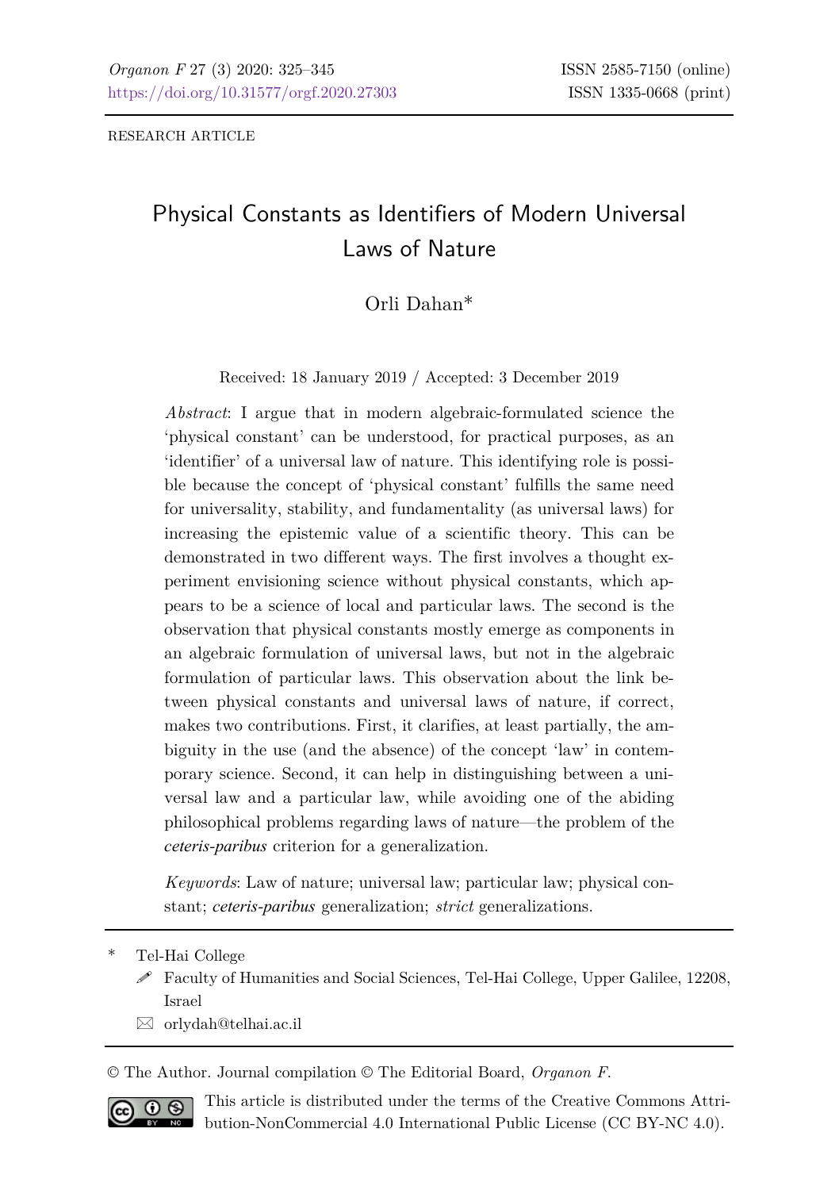RESEARCH ARTICLE

# Physical Constants as Identifiers of Modern Universal Laws of Nature

Orli Dahan*

Received: 18 January 2019 / Accepted: 3 December 2019

*Abstract*: I argue that in modern algebraic-formulated science the 'physical constant' can be understood, for practical purposes, as an 'identifier' of a universal law of nature. This identifying role is possible because the concept of 'physical constant' fulfills the same need for universality, stability, and fundamentality (as universal laws) for increasing the epistemic value of a scientific theory. This can be demonstrated in two different ways. The first involves a thought experiment envisioning science without physical constants, which appears to be a science of local and particular laws. The second is the observation that physical constants mostly emerge as components in an algebraic formulation of universal laws, but not in the algebraic formulation of particular laws. This observation about the link between physical constants and universal laws of nature, if correct, makes two contributions. First, it clarifies, at least partially, the ambiguity in the use (and the absence) of the concept 'law' in contemporary science. Second, it can help in distinguishing between a universal law and a particular law, while avoiding one of the abiding philosophical problems regarding laws of nature—the problem of the *ceteris-paribus* criterion for a generalization.

*Keywords*: Law of nature; universal law; particular law; physical constant; *ceteris-paribus* generalization; *strict* generalizations.

\* Tel-Hai College

Faculty of Humanities and Social Sciences, Tel-Hai College, Upper Galilee, 12208, Israel

orlydah@telhai.ac.il

© The Author. Journal compilation © The Editorial Board, *Organon F*.

This article is distributed under the terms of the Creative Commons Attribution-NonCommercial 4.0 International Public License (CC BY-NC 4.0).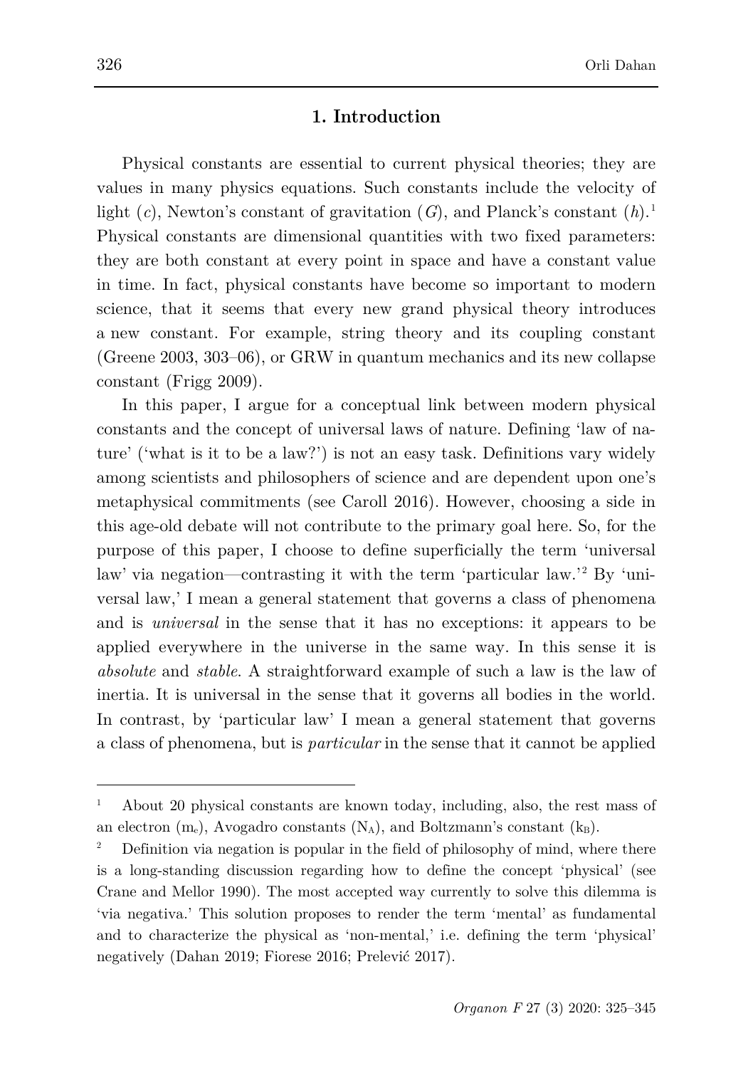## 1. Introduction

Physical constants are essential to current physical theories; they are values in many physics equations. Such constants include the velocity of light ($c$), Newton's constant of gravitation ($G$), and Planck's constant ($h$).[1] Physical constants are dimensional quantities with two fixed parameters: they are both constant at every point in space and have a constant value in time. In fact, physical constants have become so important to modern science, that it seems that every new grand physical theory introduces a new constant. For example, string theory and its coupling constant (Greene 2003, 303–06), or GRW in quantum mechanics and its new collapse constant (Frigg 2009).

In this paper, I argue for a conceptual link between modern physical constants and the concept of universal laws of nature. Defining 'law of nature' ('what is it to be a law?') is not an easy task. Definitions vary widely among scientists and philosophers of science and are dependent upon one's metaphysical commitments (see Caroll 2016). However, choosing a side in this age-old debate will not contribute to the primary goal here. So, for the purpose of this paper, I choose to define superficially the term 'universal law' via negation—contrasting it with the term 'particular law.'[2] By 'universal law,' I mean a general statement that governs a class of phenomena and is *universal* in the sense that it has no exceptions: it appears to be applied everywhere in the universe in the same way. In this sense it is *absolute* and *stable*. A straightforward example of such a law is the law of inertia. It is universal in the sense that it governs all bodies in the world. In contrast, by 'particular law' I mean a general statement that governs a class of phenomena, but is *particular* in the sense that it cannot be applied

---

[1] About 20 physical constants are known today, including, also, the rest mass of an electron ($m_e$), Avogadro constants ($N_A$), and Boltzmann's constant ($k_B$).

[2] Definition via negation is popular in the field of philosophy of mind, where there is a long-standing discussion regarding how to define the concept 'physical' (see Crane and Mellor 1990). The most accepted way currently to solve this dilemma is 'via negativa.' This solution proposes to render the term 'mental' as fundamental and to characterize the physical as 'non-mental,' i.e. defining the term 'physical' negatively (Dahan 2019; Fiorese 2016; Prelević 2017).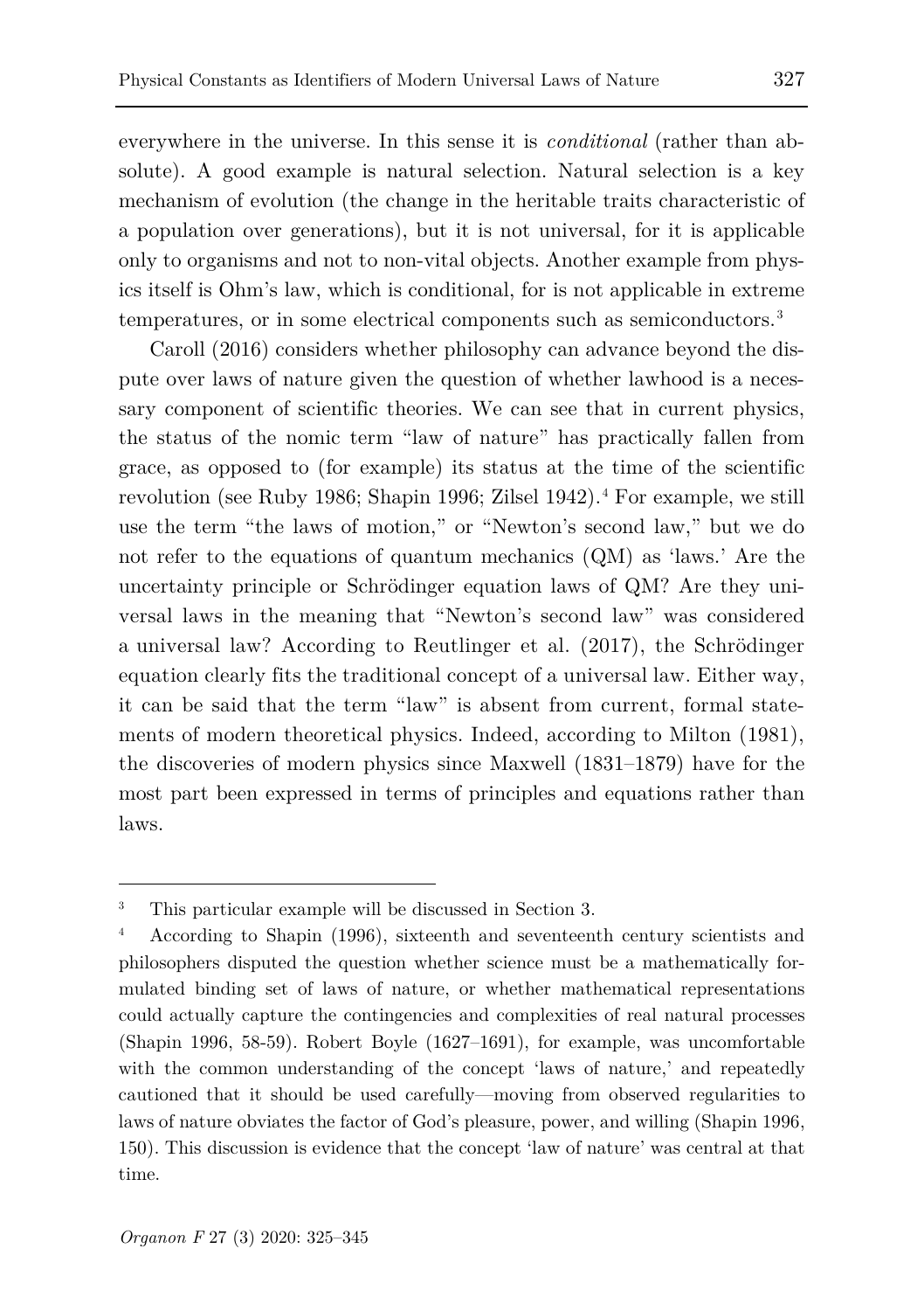everywhere in the universe. In this sense it is *conditional* (rather than absolute). A good example is natural selection. Natural selection is a key mechanism of evolution (the change in the heritable traits characteristic of a population over generations), but it is not universal, for it is applicable only to organisms and not to non-vital objects. Another example from physics itself is Ohm's law, which is conditional, for is not applicable in extreme temperatures, or in some electrical components such as semiconductors.[3]

Caroll (2016) considers whether philosophy can advance beyond the dispute over laws of nature given the question of whether lawhood is a necessary component of scientific theories. We can see that in current physics, the status of the nomic term "law of nature" has practically fallen from grace, as opposed to (for example) its status at the time of the scientific revolution (see Ruby 1986; Shapin 1996; Zilsel 1942).[4] For example, we still use the term "the laws of motion," or "Newton's second law," but we do not refer to the equations of quantum mechanics (QM) as 'laws.' Are the uncertainty principle or Schrödinger equation laws of QM? Are they universal laws in the meaning that "Newton's second law" was considered a universal law? According to Reutlinger et al. (2017), the Schrödinger equation clearly fits the traditional concept of a universal law. Either way, it can be said that the term "law" is absent from current, formal statements of modern theoretical physics. Indeed, according to Milton (1981), the discoveries of modern physics since Maxwell (1831–1879) have for the most part been expressed in terms of principles and equations rather than laws.

---

[3] This particular example will be discussed in Section 3.

[4] According to Shapin (1996), sixteenth and seventeenth century scientists and philosophers disputed the question whether science must be a mathematically formulated binding set of laws of nature, or whether mathematical representations could actually capture the contingencies and complexities of real natural processes (Shapin 1996, 58-59). Robert Boyle (1627–1691), for example, was uncomfortable with the common understanding of the concept 'laws of nature,' and repeatedly cautioned that it should be used carefully—moving from observed regularities to laws of nature obviates the factor of God's pleasure, power, and willing (Shapin 1996, 150). This discussion is evidence that the concept 'law of nature' was central at that time.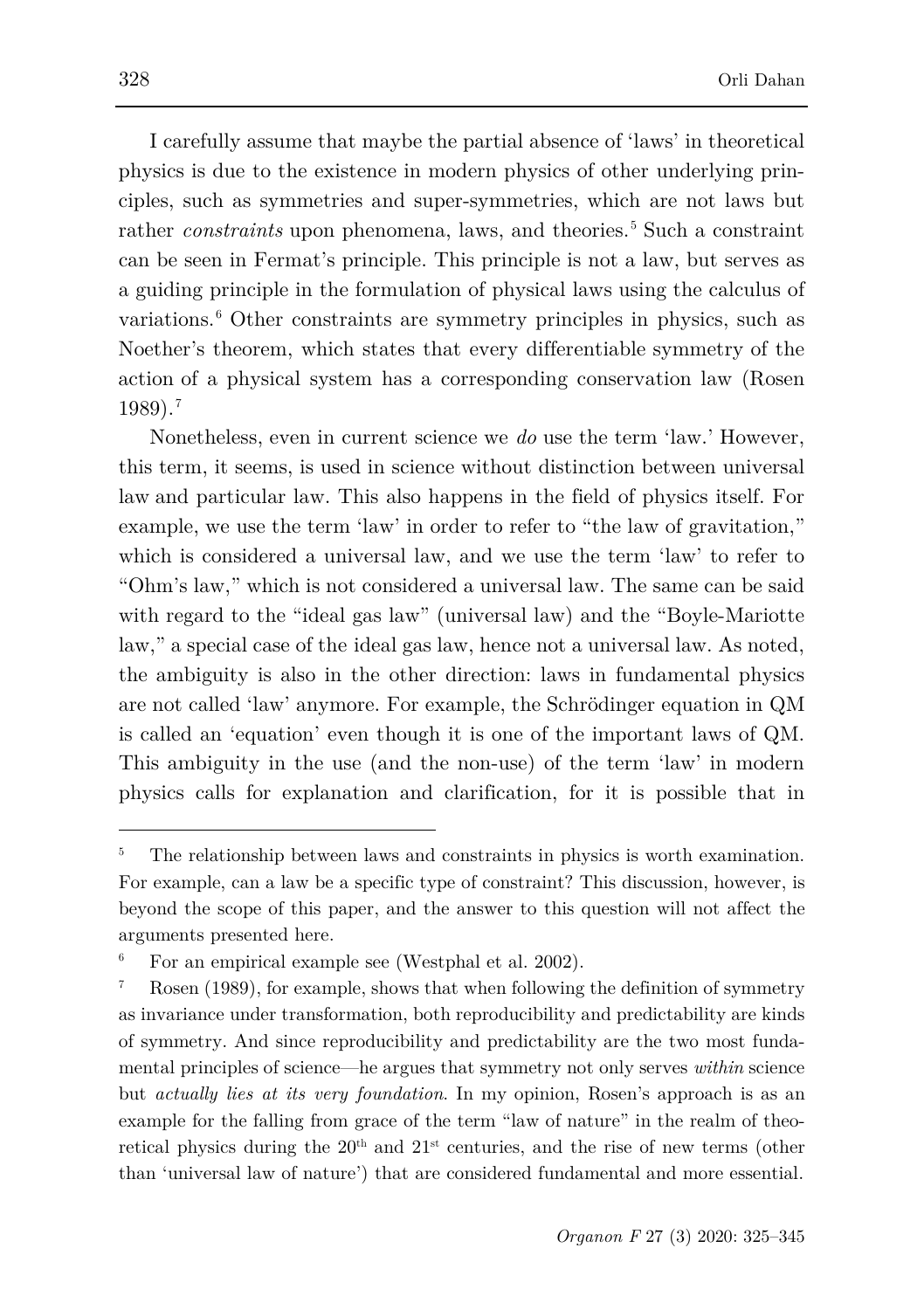I carefully assume that maybe the partial absence of 'laws' in theoretical physics is due to the existence in modern physics of other underlying principles, such as symmetries and super-symmetries, which are not laws but rather *constraints* upon phenomena, laws, and theories.[5] Such a constraint can be seen in Fermat's principle. This principle is not a law, but serves as a guiding principle in the formulation of physical laws using the calculus of variations.[6] Other constraints are symmetry principles in physics, such as Noether's theorem, which states that every differentiable symmetry of the action of a physical system has a corresponding conservation law (Rosen 1989).[7]

Nonetheless, even in current science we *do* use the term 'law.' However, this term, it seems, is used in science without distinction between universal law and particular law. This also happens in the field of physics itself. For example, we use the term 'law' in order to refer to "the law of gravitation," which is considered a universal law, and we use the term 'law' to refer to "Ohm's law," which is not considered a universal law. The same can be said with regard to the "ideal gas law" (universal law) and the "Boyle-Mariotte law," a special case of the ideal gas law, hence not a universal law. As noted, the ambiguity is also in the other direction: laws in fundamental physics are not called 'law' anymore. For example, the Schrödinger equation in QM is called an 'equation' even though it is one of the important laws of QM. This ambiguity in the use (and the non-use) of the term 'law' in modern physics calls for explanation and clarification, for it is possible that in

---

[5] The relationship between laws and constraints in physics is worth examination. For example, can a law be a specific type of constraint? This discussion, however, is beyond the scope of this paper, and the answer to this question will not affect the arguments presented here.

[6] For an empirical example see (Westphal et al. 2002).

[7] Rosen (1989), for example, shows that when following the definition of symmetry as invariance under transformation, both reproducibility and predictability are kinds of symmetry. And since reproducibility and predictability are the two most fundamental principles of science—he argues that symmetry not only serves *within* science but *actually lies at its very foundation*. In my opinion, Rosen's approach is as an example for the falling from grace of the term "law of nature" in the realm of theoretical physics during the 20th and 21st centuries, and the rise of new terms (other than 'universal law of nature') that are considered fundamental and more essential.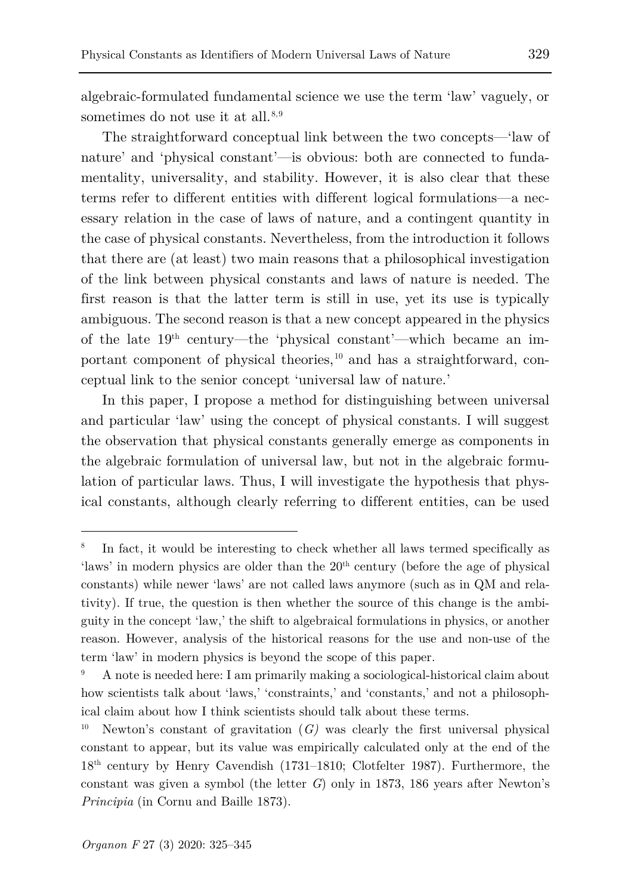algebraic-formulated fundamental science we use the term 'law' vaguely, or sometimes do not use it at all.[8,9]

The straightforward conceptual link between the two concepts—'law of nature' and 'physical constant'—is obvious: both are connected to fundamentality, universality, and stability. However, it is also clear that these terms refer to different entities with different logical formulations—a necessary relation in the case of laws of nature, and a contingent quantity in the case of physical constants. Nevertheless, from the introduction it follows that there are (at least) two main reasons that a philosophical investigation of the link between physical constants and laws of nature is needed. The first reason is that the latter term is still in use, yet its use is typically ambiguous. The second reason is that a new concept appeared in the physics of the late 19th century—the 'physical constant'—which became an important component of physical theories,[10] and has a straightforward, conceptual link to the senior concept 'universal law of nature.'

In this paper, I propose a method for distinguishing between universal and particular 'law' using the concept of physical constants. I will suggest the observation that physical constants generally emerge as components in the algebraic formulation of universal law, but not in the algebraic formulation of particular laws. Thus, I will investigate the hypothesis that physical constants, although clearly referring to different entities, can be used

---

[8] In fact, it would be interesting to check whether all laws termed specifically as 'laws' in modern physics are older than the 20th century (before the age of physical constants) while newer 'laws' are not called laws anymore (such as in QM and relativity). If true, the question is then whether the source of this change is the ambiguity in the concept 'law,' the shift to algebraical formulations in physics, or another reason. However, analysis of the historical reasons for the use and non-use of the term 'law' in modern physics is beyond the scope of this paper.

[9] A note is needed here: I am primarily making a sociological-historical claim about how scientists talk about 'laws,' 'constraints,' and 'constants,' and not a philosophical claim about how I think scientists should talk about these terms.

[10] Newton's constant of gravitation ($G$) was clearly the first universal physical constant to appear, but its value was empirically calculated only at the end of the 18th century by Henry Cavendish (1731–1810; Clotfelter 1987). Furthermore, the constant was given a symbol (the letter $G$) only in 1873, 186 years after Newton's *Principia* (in Cornu and Baille 1873).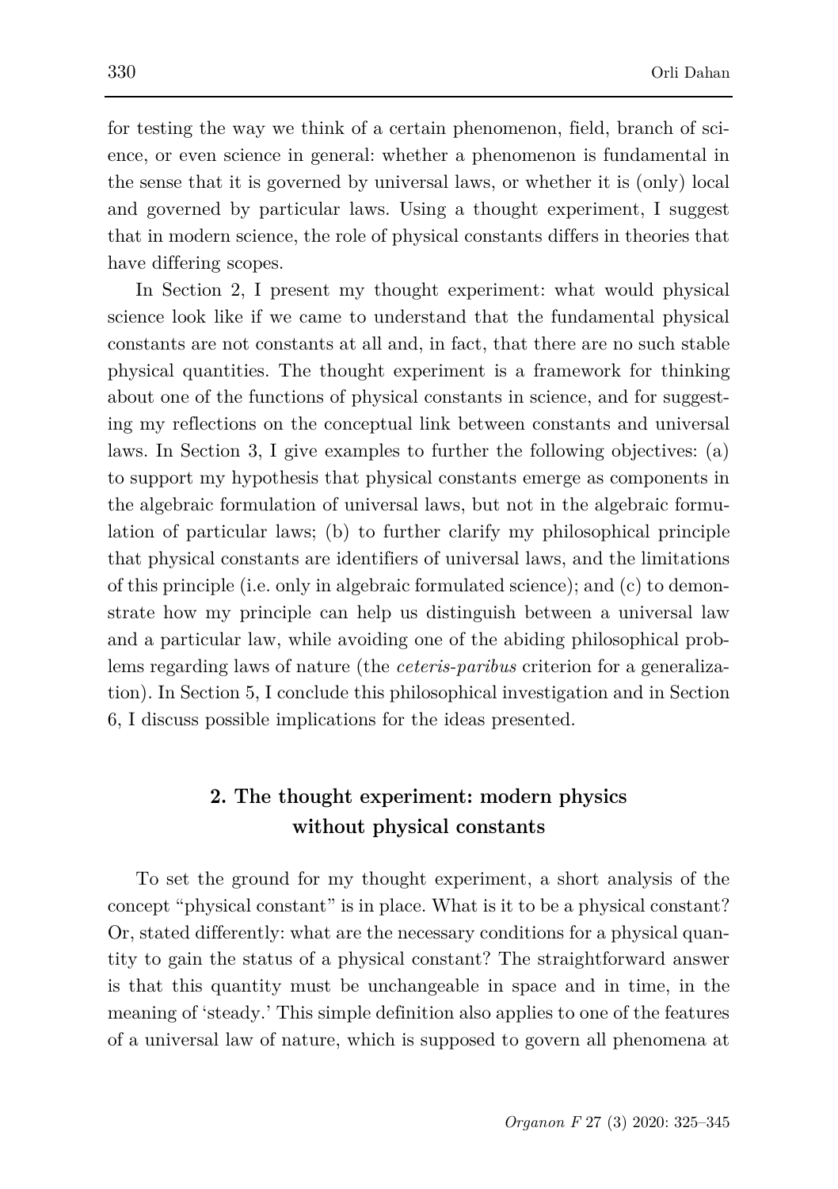for testing the way we think of a certain phenomenon, field, branch of science, or even science in general: whether a phenomenon is fundamental in the sense that it is governed by universal laws, or whether it is (only) local and governed by particular laws. Using a thought experiment, I suggest that in modern science, the role of physical constants differs in theories that have differing scopes.

In Section 2, I present my thought experiment: what would physical science look like if we came to understand that the fundamental physical constants are not constants at all and, in fact, that there are no such stable physical quantities. The thought experiment is a framework for thinking about one of the functions of physical constants in science, and for suggesting my reflections on the conceptual link between constants and universal laws. In Section 3, I give examples to further the following objectives: (a) to support my hypothesis that physical constants emerge as components in the algebraic formulation of universal laws, but not in the algebraic formulation of particular laws; (b) to further clarify my philosophical principle that physical constants are identifiers of universal laws, and the limitations of this principle (i.e. only in algebraic formulated science); and (c) to demonstrate how my principle can help us distinguish between a universal law and a particular law, while avoiding one of the abiding philosophical problems regarding laws of nature (the *ceteris-paribus* criterion for a generalization). In Section 5, I conclude this philosophical investigation and in Section 6, I discuss possible implications for the ideas presented.

## 2. The thought experiment: modern physics without physical constants

To set the ground for my thought experiment, a short analysis of the concept "physical constant" is in place. What is it to be a physical constant? Or, stated differently: what are the necessary conditions for a physical quantity to gain the status of a physical constant? The straightforward answer is that this quantity must be unchangeable in space and in time, in the meaning of 'steady.' This simple definition also applies to one of the features of a universal law of nature, which is supposed to govern all phenomena at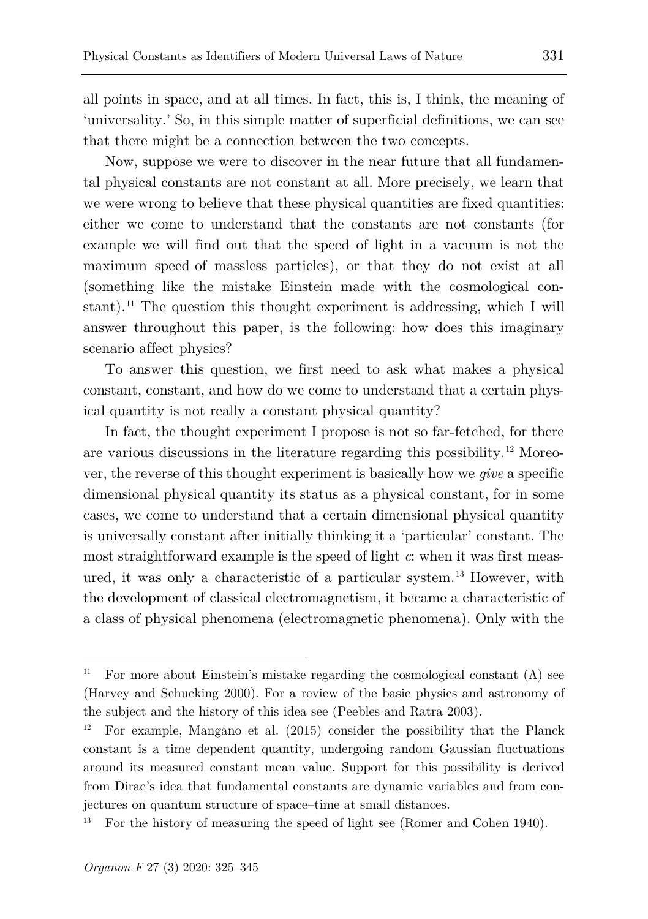all points in space, and at all times. In fact, this is, I think, the meaning of 'universality.' So, in this simple matter of superficial definitions, we can see that there might be a connection between the two concepts.

Now, suppose we were to discover in the near future that all fundamental physical constants are not constant at all. More precisely, we learn that we were wrong to believe that these physical quantities are fixed quantities: either we come to understand that the constants are not constants (for example we will find out that the speed of light in a vacuum is not the maximum speed of massless particles), or that they do not exist at all (something like the mistake Einstein made with the cosmological constant).[11] The question this thought experiment is addressing, which I will answer throughout this paper, is the following: how does this imaginary scenario affect physics?

To answer this question, we first need to ask what makes a physical constant, constant, and how do we come to understand that a certain physical quantity is not really a constant physical quantity?

In fact, the thought experiment I propose is not so far-fetched, for there are various discussions in the literature regarding this possibility.[12] Moreover, the reverse of this thought experiment is basically how we *give* a specific dimensional physical quantity its status as a physical constant, for in some cases, we come to understand that a certain dimensional physical quantity is universally constant after initially thinking it a 'particular' constant. The most straightforward example is the speed of light *c*: when it was first measured, it was only a characteristic of a particular system.[13] However, with the development of classical electromagnetism, it became a characteristic of a class of physical phenomena (electromagnetic phenomena). Only with the

---

[11] For more about Einstein's mistake regarding the cosmological constant ($\Lambda$) see (Harvey and Schucking 2000). For a review of the basic physics and astronomy of the subject and the history of this idea see (Peebles and Ratra 2003).

[12] For example, Mangano et al. (2015) consider the possibility that the Planck constant is a time dependent quantity, undergoing random Gaussian fluctuations around its measured constant mean value. Support for this possibility is derived from Dirac's idea that fundamental constants are dynamic variables and from conjectures on quantum structure of space–time at small distances.

[13] For the history of measuring the speed of light see (Romer and Cohen 1940).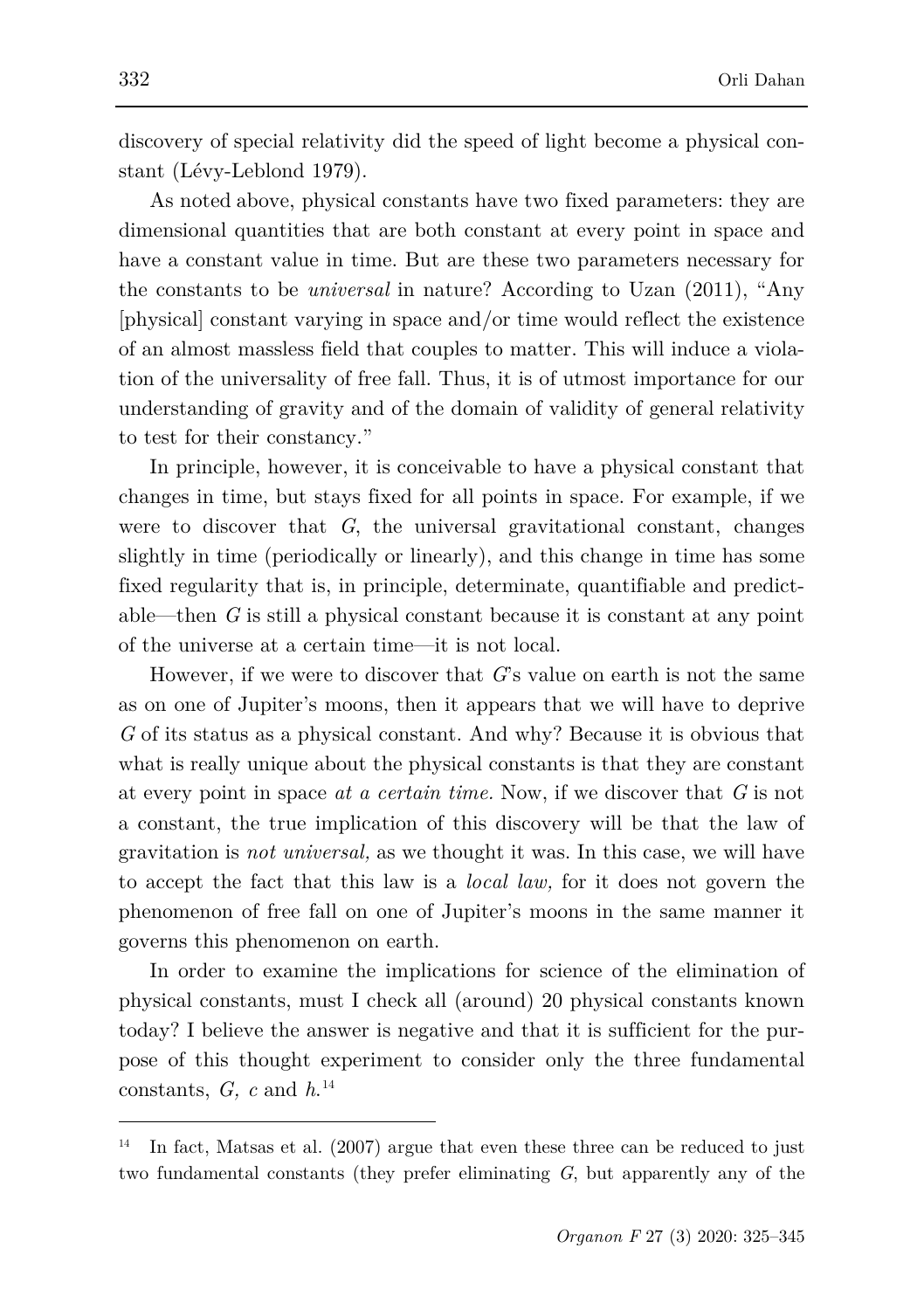discovery of special relativity did the speed of light become a physical constant (Lévy-Leblond 1979).

As noted above, physical constants have two fixed parameters: they are dimensional quantities that are both constant at every point in space and have a constant value in time. But are these two parameters necessary for the constants to be *universal* in nature? According to Uzan (2011), "Any [physical] constant varying in space and/or time would reflect the existence of an almost massless field that couples to matter. This will induce a violation of the universality of free fall. Thus, it is of utmost importance for our understanding of gravity and of the domain of validity of general relativity to test for their constancy."

In principle, however, it is conceivable to have a physical constant that changes in time, but stays fixed for all points in space. For example, if we were to discover that $G$, the universal gravitational constant, changes slightly in time (periodically or linearly), and this change in time has some fixed regularity that is, in principle, determinate, quantifiable and predictable—then $G$ is still a physical constant because it is constant at any point of the universe at a certain time—it is not local.

However, if we were to discover that $G$'s value on earth is not the same as on one of Jupiter's moons, then it appears that we will have to deprive $G$ of its status as a physical constant. And why? Because it is obvious that what is really unique about the physical constants is that they are constant at every point in space *at a certain time.* Now, if we discover that $G$ is not a constant, the true implication of this discovery will be that the law of gravitation is *not universal,* as we thought it was. In this case, we will have to accept the fact that this law is a *local law,* for it does not govern the phenomenon of free fall on one of Jupiter's moons in the same manner it governs this phenomenon on earth.

In order to examine the implications for science of the elimination of physical constants, must I check all (around) 20 physical constants known today? I believe the answer is negative and that it is sufficient for the purpose of this thought experiment to consider only the three fundamental constants, $G$, $c$ and $h$.[14]

---

[14] In fact, Matsas et al. (2007) argue that even these three can be reduced to just two fundamental constants (they prefer eliminating $G$, but apparently any of the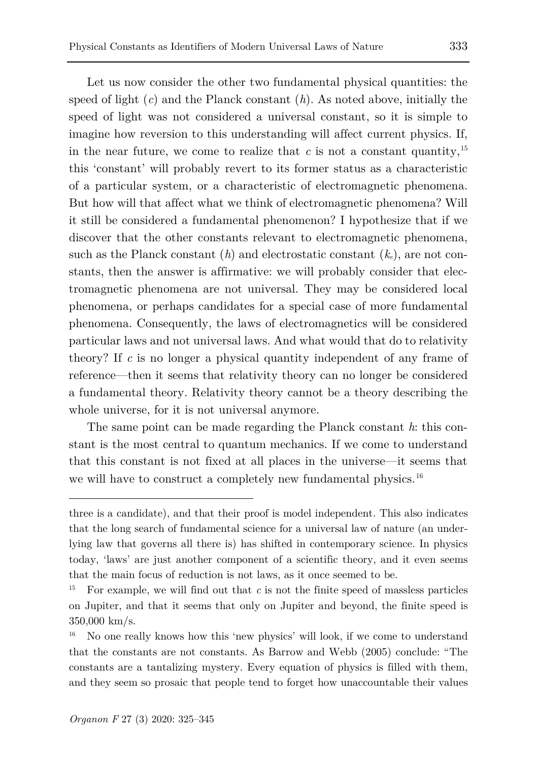Let us now consider the other two fundamental physical quantities: the speed of light ($c$) and the Planck constant ($h$). As noted above, initially the speed of light was not considered a universal constant, so it is simple to imagine how reversion to this understanding will affect current physics. If, in the near future, we come to realize that $c$ is not a constant quantity,[15] this 'constant' will probably revert to its former status as a characteristic of a particular system, or a characteristic of electromagnetic phenomena. But how will that affect what we think of electromagnetic phenomena? Will it still be considered a fundamental phenomenon? I hypothesize that if we discover that the other constants relevant to electromagnetic phenomena, such as the Planck constant ($h$) and electrostatic constant ($k_e$), are not constants, then the answer is affirmative: we will probably consider that electromagnetic phenomena are not universal. They may be considered local phenomena, or perhaps candidates for a special case of more fundamental phenomena. Consequently, the laws of electromagnetics will be considered particular laws and not universal laws. And what would that do to relativity theory? If $c$ is no longer a physical quantity independent of any frame of reference—then it seems that relativity theory can no longer be considered a fundamental theory. Relativity theory cannot be a theory describing the whole universe, for it is not universal anymore.

The same point can be made regarding the Planck constant $h$: this constant is the most central to quantum mechanics. If we come to understand that this constant is not fixed at all places in the universe—it seems that we will have to construct a completely new fundamental physics.[16]

---

three is a candidate), and that their proof is model independent. This also indicates that the long search of fundamental science for a universal law of nature (an underlying law that governs all there is) has shifted in contemporary science. In physics today, 'laws' are just another component of a scientific theory, and it even seems that the main focus of reduction is not laws, as it once seemed to be.

[15] For example, we will find out that $c$ is not the finite speed of massless particles on Jupiter, and that it seems that only on Jupiter and beyond, the finite speed is 350,000 km/s.

[16] No one really knows how this 'new physics' will look, if we come to understand that the constants are not constants. As Barrow and Webb (2005) conclude: "The constants are a tantalizing mystery. Every equation of physics is filled with them, and they seem so prosaic that people tend to forget how unaccountable their values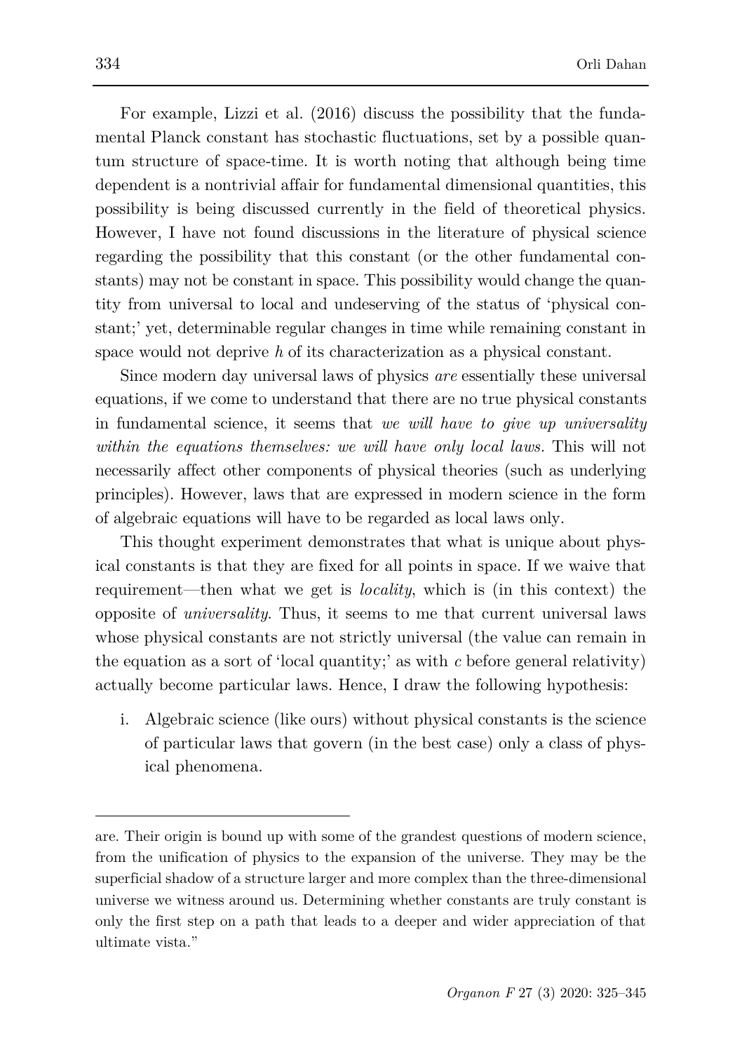For example, Lizzi et al. (2016) discuss the possibility that the fundamental Planck constant has stochastic fluctuations, set by a possible quantum structure of space-time. It is worth noting that although being time dependent is a nontrivial affair for fundamental dimensional quantities, this possibility is being discussed currently in the field of theoretical physics. However, I have not found discussions in the literature of physical science regarding the possibility that this constant (or the other fundamental constants) may not be constant in space. This possibility would change the quantity from universal to local and undeserving of the status of 'physical constant;' yet, determinable regular changes in time while remaining constant in space would not deprive $h$ of its characterization as a physical constant.

Since modern day universal laws of physics *are* essentially these universal equations, if we come to understand that there are no true physical constants in fundamental science, it seems that *we will have to give up universality within the equations themselves: we will have only local laws.* This will not necessarily affect other components of physical theories (such as underlying principles). However, laws that are expressed in modern science in the form of algebraic equations will have to be regarded as local laws only.

This thought experiment demonstrates that what is unique about physical constants is that they are fixed for all points in space. If we waive that requirement—then what we get is *locality*, which is (in this context) the opposite of *universality*. Thus, it seems to me that current universal laws whose physical constants are not strictly universal (the value can remain in the equation as a sort of 'local quantity;' as with $c$ before general relativity) actually become particular laws. Hence, I draw the following hypothesis:

i. Algebraic science (like ours) without physical constants is the science of particular laws that govern (in the best case) only a class of physical phenomena.

---

are. Their origin is bound up with some of the grandest questions of modern science, from the unification of physics to the expansion of the universe. They may be the superficial shadow of a structure larger and more complex than the three-dimensional universe we witness around us. Determining whether constants are truly constant is only the first step on a path that leads to a deeper and wider appreciation of that ultimate vista."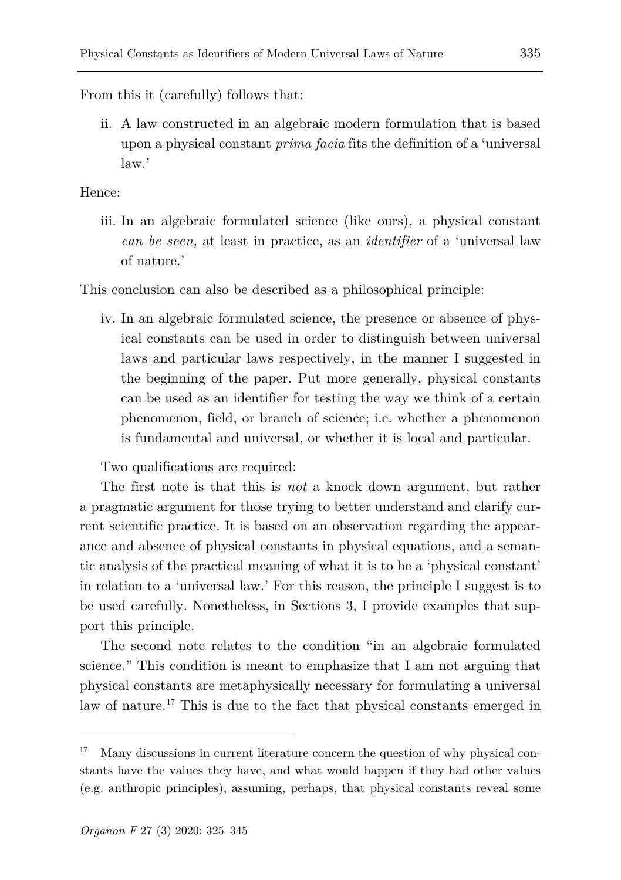From this it (carefully) follows that:

ii. A law constructed in an algebraic modern formulation that is based upon a physical constant *prima facia* fits the definition of a 'universal law.'

Hence:

iii. In an algebraic formulated science (like ours), a physical constant *can be seen,* at least in practice, as an *identifier* of a 'universal law of nature.'

This conclusion can also be described as a philosophical principle:

iv. In an algebraic formulated science, the presence or absence of physical constants can be used in order to distinguish between universal laws and particular laws respectively, in the manner I suggested in the beginning of the paper. Put more generally, physical constants can be used as an identifier for testing the way we think of a certain phenomenon, field, or branch of science; i.e. whether a phenomenon is fundamental and universal, or whether it is local and particular.

Two qualifications are required:

The first note is that this is *not* a knock down argument, but rather a pragmatic argument for those trying to better understand and clarify current scientific practice. It is based on an observation regarding the appearance and absence of physical constants in physical equations, and a semantic analysis of the practical meaning of what it is to be a 'physical constant' in relation to a 'universal law.' For this reason, the principle I suggest is to be used carefully. Nonetheless, in Sections 3, I provide examples that support this principle.

The second note relates to the condition "in an algebraic formulated science." This condition is meant to emphasize that I am not arguing that physical constants are metaphysically necessary for formulating a universal law of nature.[17] This is due to the fact that physical constants emerged in

[17] Many discussions in current literature concern the question of why physical constants have the values they have, and what would happen if they had other values (e.g. anthropic principles), assuming, perhaps, that physical constants reveal some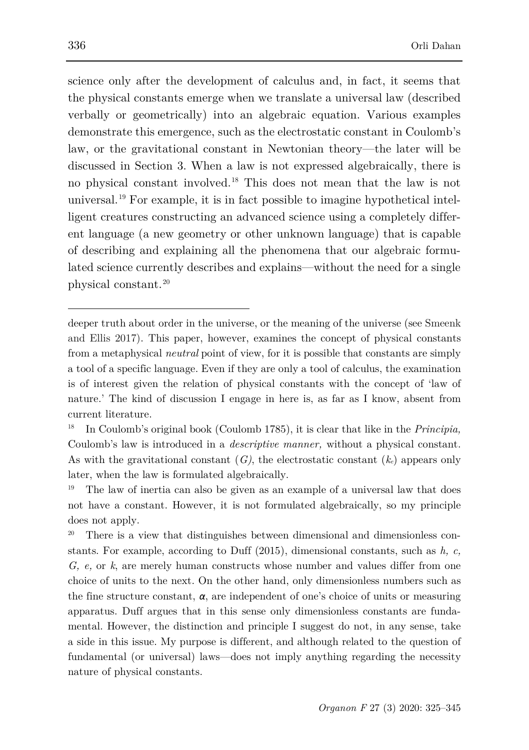science only after the development of calculus and, in fact, it seems that the physical constants emerge when we translate a universal law (described verbally or geometrically) into an algebraic equation. Various examples demonstrate this emergence, such as the electrostatic constant in Coulomb's law, or the gravitational constant in Newtonian theory—the later will be discussed in Section 3. When a law is not expressed algebraically, there is no physical constant involved.[18] This does not mean that the law is not universal.[19] For example, it is in fact possible to imagine hypothetical intelligent creatures constructing an advanced science using a completely different language (a new geometry or other unknown language) that is capable of describing and explaining all the phenomena that our algebraic formulated science currently describes and explains—without the need for a single physical constant.[20]

---

deeper truth about order in the universe, or the meaning of the universe (see Smeenk and Ellis 2017). This paper, however, examines the concept of physical constants from a metaphysical *neutral* point of view, for it is possible that constants are simply a tool of a specific language. Even if they are only a tool of calculus, the examination is of interest given the relation of physical constants with the concept of 'law of nature.' The kind of discussion I engage in here is, as far as I know, absent from current literature.

[18] In Coulomb's original book (Coulomb 1785), it is clear that like in the *Principia,* Coulomb's law is introduced in a *descriptive manner,* without a physical constant. As with the gravitational constant ($G$), the electrostatic constant ($k_e$) appears only later, when the law is formulated algebraically.

[19] The law of inertia can also be given as an example of a universal law that does not have a constant. However, it is not formulated algebraically, so my principle does not apply.

[20] There is a view that distinguishes between dimensional and dimensionless constants. For example, according to Duff (2015), dimensional constants, such as $h$, $c$, $G$, $e$, or $k$, are merely human constructs whose number and values differ from one choice of units to the next. On the other hand, only dimensionless numbers such as the fine structure constant, $\alpha$, are independent of one's choice of units or measuring apparatus. Duff argues that in this sense only dimensionless constants are fundamental. However, the distinction and principle I suggest do not, in any sense, take a side in this issue. My purpose is different, and although related to the question of fundamental (or universal) laws—does not imply anything regarding the necessity nature of physical constants.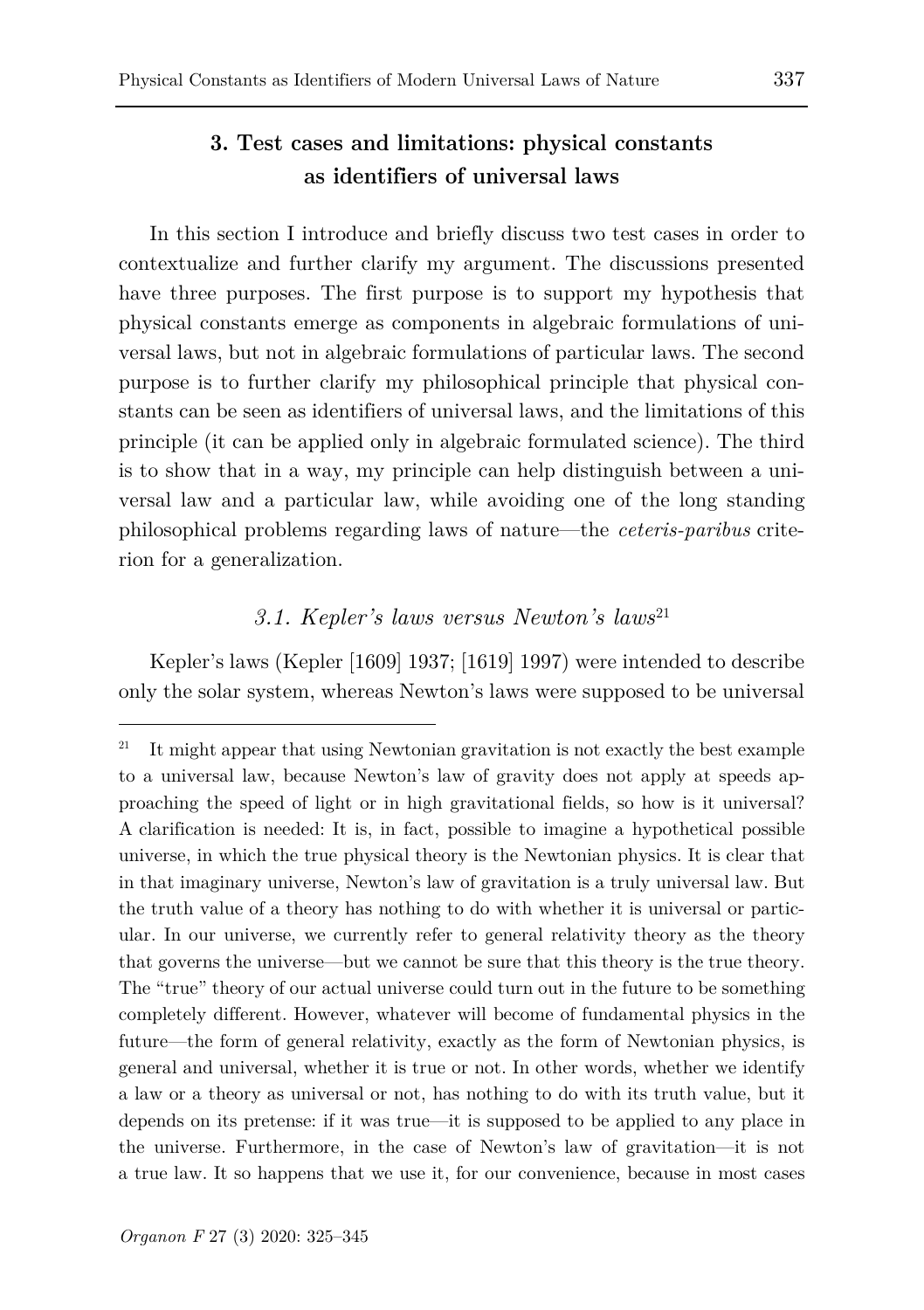## 3. Test cases and limitations: physical constants as identifiers of universal laws

In this section I introduce and briefly discuss two test cases in order to contextualize and further clarify my argument. The discussions presented have three purposes. The first purpose is to support my hypothesis that physical constants emerge as components in algebraic formulations of universal laws, but not in algebraic formulations of particular laws. The second purpose is to further clarify my philosophical principle that physical constants can be seen as identifiers of universal laws, and the limitations of this principle (it can be applied only in algebraic formulated science). The third is to show that in a way, my principle can help distinguish between a universal law and a particular law, while avoiding one of the long standing philosophical problems regarding laws of nature—the *ceteris-paribus* criterion for a generalization.

### *3.1. Kepler's laws versus Newton's laws*[21]

Kepler's laws (Kepler [1609] 1937; [1619] 1997) were intended to describe only the solar system, whereas Newton's laws were supposed to be universal

[21] It might appear that using Newtonian gravitation is not exactly the best example to a universal law, because Newton's law of gravity does not apply at speeds approaching the speed of light or in high gravitational fields, so how is it universal? A clarification is needed: It is, in fact, possible to imagine a hypothetical possible universe, in which the true physical theory is the Newtonian physics. It is clear that in that imaginary universe, Newton's law of gravitation is a truly universal law. But the truth value of a theory has nothing to do with whether it is universal or particular. In our universe, we currently refer to general relativity theory as the theory that governs the universe—but we cannot be sure that this theory is the true theory. The "true" theory of our actual universe could turn out in the future to be something completely different. However, whatever will become of fundamental physics in the future—the form of general relativity, exactly as the form of Newtonian physics, is general and universal, whether it is true or not. In other words, whether we identify a law or a theory as universal or not, has nothing to do with its truth value, but it depends on its pretense: if it was true—it is supposed to be applied to any place in the universe. Furthermore, in the case of Newton's law of gravitation—it is not a true law. It so happens that we use it, for our convenience, because in most cases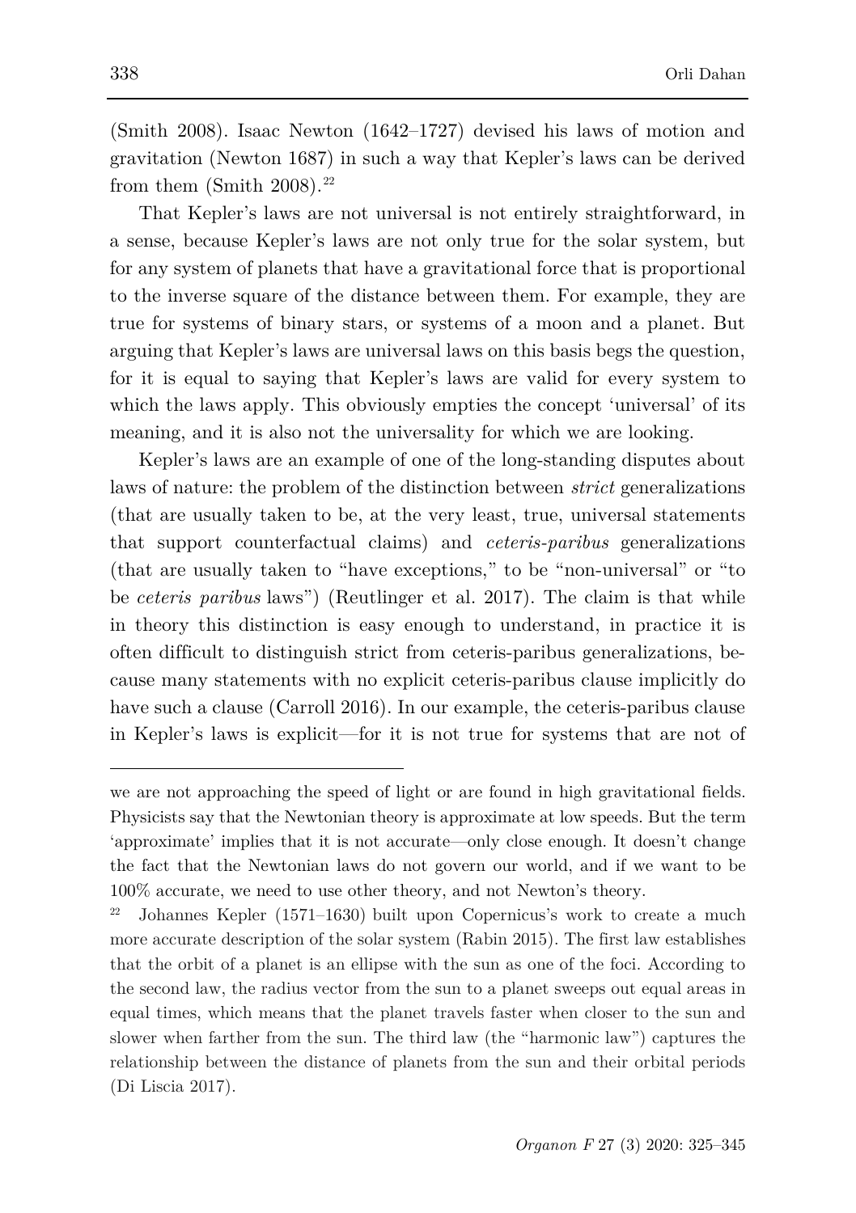(Smith 2008). Isaac Newton (1642–1727) devised his laws of motion and gravitation (Newton 1687) in such a way that Kepler's laws can be derived from them (Smith 2008).[22]

That Kepler's laws are not universal is not entirely straightforward, in a sense, because Kepler's laws are not only true for the solar system, but for any system of planets that have a gravitational force that is proportional to the inverse square of the distance between them. For example, they are true for systems of binary stars, or systems of a moon and a planet. But arguing that Kepler's laws are universal laws on this basis begs the question, for it is equal to saying that Kepler's laws are valid for every system to which the laws apply. This obviously empties the concept 'universal' of its meaning, and it is also not the universality for which we are looking.

Kepler's laws are an example of one of the long-standing disputes about laws of nature: the problem of the distinction between *strict* generalizations (that are usually taken to be, at the very least, true, universal statements that support counterfactual claims) and *ceteris-paribus* generalizations (that are usually taken to "have exceptions," to be "non-universal" or "to be *ceteris paribus* laws") (Reutlinger et al. 2017). The claim is that while in theory this distinction is easy enough to understand, in practice it is often difficult to distinguish strict from ceteris-paribus generalizations, because many statements with no explicit ceteris-paribus clause implicitly do have such a clause (Carroll 2016). In our example, the ceteris-paribus clause in Kepler's laws is explicit—for it is not true for systems that are not of

---

we are not approaching the speed of light or are found in high gravitational fields. Physicists say that the Newtonian theory is approximate at low speeds. But the term 'approximate' implies that it is not accurate—only close enough. It doesn't change the fact that the Newtonian laws do not govern our world, and if we want to be 100% accurate, we need to use other theory, and not Newton's theory.

[22] Johannes Kepler (1571–1630) built upon Copernicus's work to create a much more accurate description of the solar system (Rabin 2015). The first law establishes that the orbit of a planet is an ellipse with the sun as one of the foci. According to the second law, the radius vector from the sun to a planet sweeps out equal areas in equal times, which means that the planet travels faster when closer to the sun and slower when farther from the sun. The third law (the "harmonic law") captures the relationship between the distance of planets from the sun and their orbital periods (Di Liscia 2017).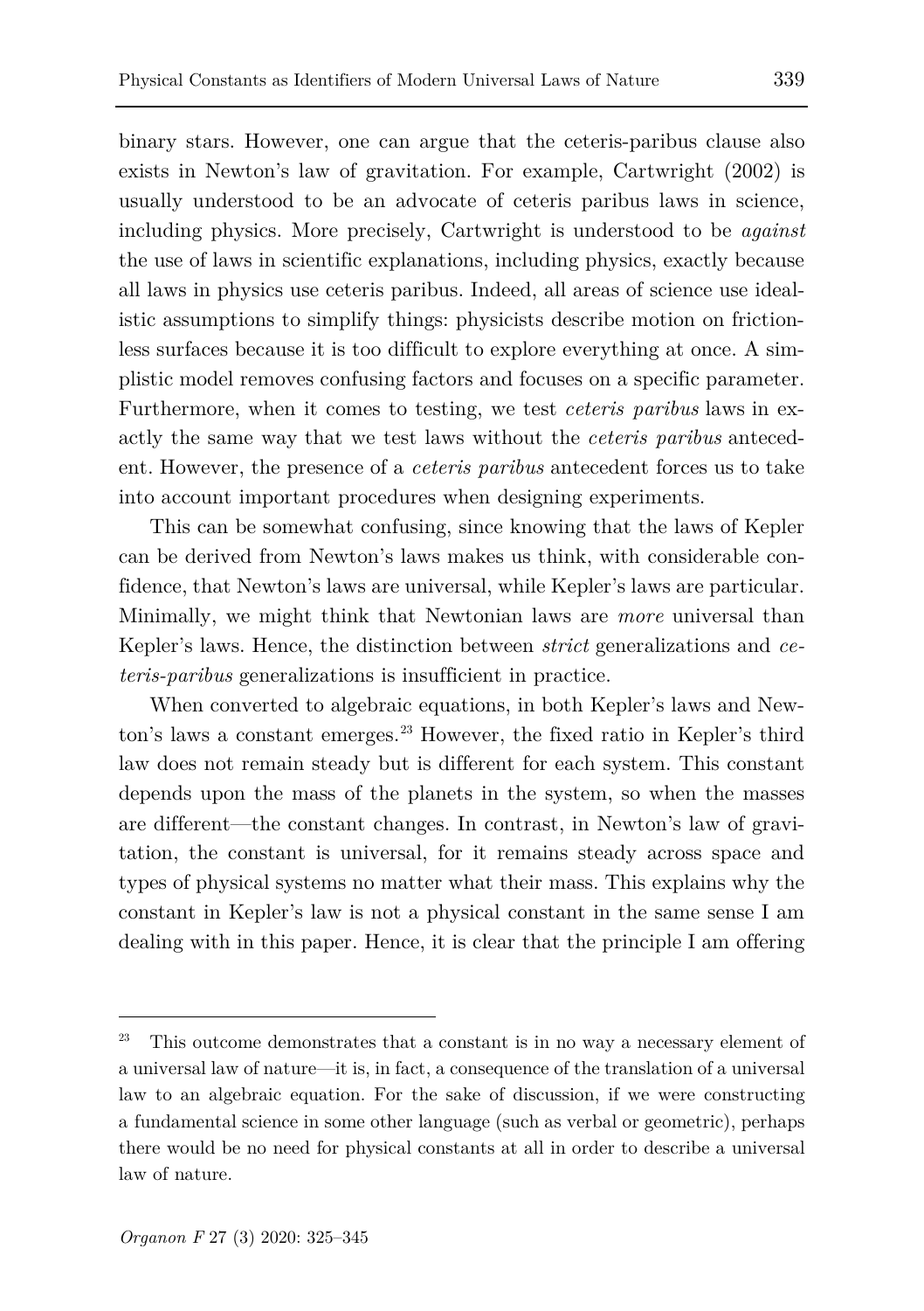binary stars. However, one can argue that the ceteris-paribus clause also exists in Newton's law of gravitation. For example, Cartwright (2002) is usually understood to be an advocate of ceteris paribus laws in science, including physics. More precisely, Cartwright is understood to be *against* the use of laws in scientific explanations, including physics, exactly because all laws in physics use ceteris paribus. Indeed, all areas of science use idealistic assumptions to simplify things: physicists describe motion on frictionless surfaces because it is too difficult to explore everything at once. A simplistic model removes confusing factors and focuses on a specific parameter. Furthermore, when it comes to testing, we test *ceteris paribus* laws in exactly the same way that we test laws without the *ceteris paribus* antecedent. However, the presence of a *ceteris paribus* antecedent forces us to take into account important procedures when designing experiments.

This can be somewhat confusing, since knowing that the laws of Kepler can be derived from Newton's laws makes us think, with considerable confidence, that Newton's laws are universal, while Kepler's laws are particular. Minimally, we might think that Newtonian laws are *more* universal than Kepler's laws. Hence, the distinction between *strict* generalizations and *ceteris-paribus* generalizations is insufficient in practice.

When converted to algebraic equations, in both Kepler's laws and Newton's laws a constant emerges.[23] However, the fixed ratio in Kepler's third law does not remain steady but is different for each system. This constant depends upon the mass of the planets in the system, so when the masses are different—the constant changes. In contrast, in Newton's law of gravitation, the constant is universal, for it remains steady across space and types of physical systems no matter what their mass. This explains why the constant in Kepler's law is not a physical constant in the same sense I am dealing with in this paper. Hence, it is clear that the principle I am offering

---

[23] This outcome demonstrates that a constant is in no way a necessary element of a universal law of nature—it is, in fact, a consequence of the translation of a universal law to an algebraic equation. For the sake of discussion, if we were constructing a fundamental science in some other language (such as verbal or geometric), perhaps there would be no need for physical constants at all in order to describe a universal law of nature.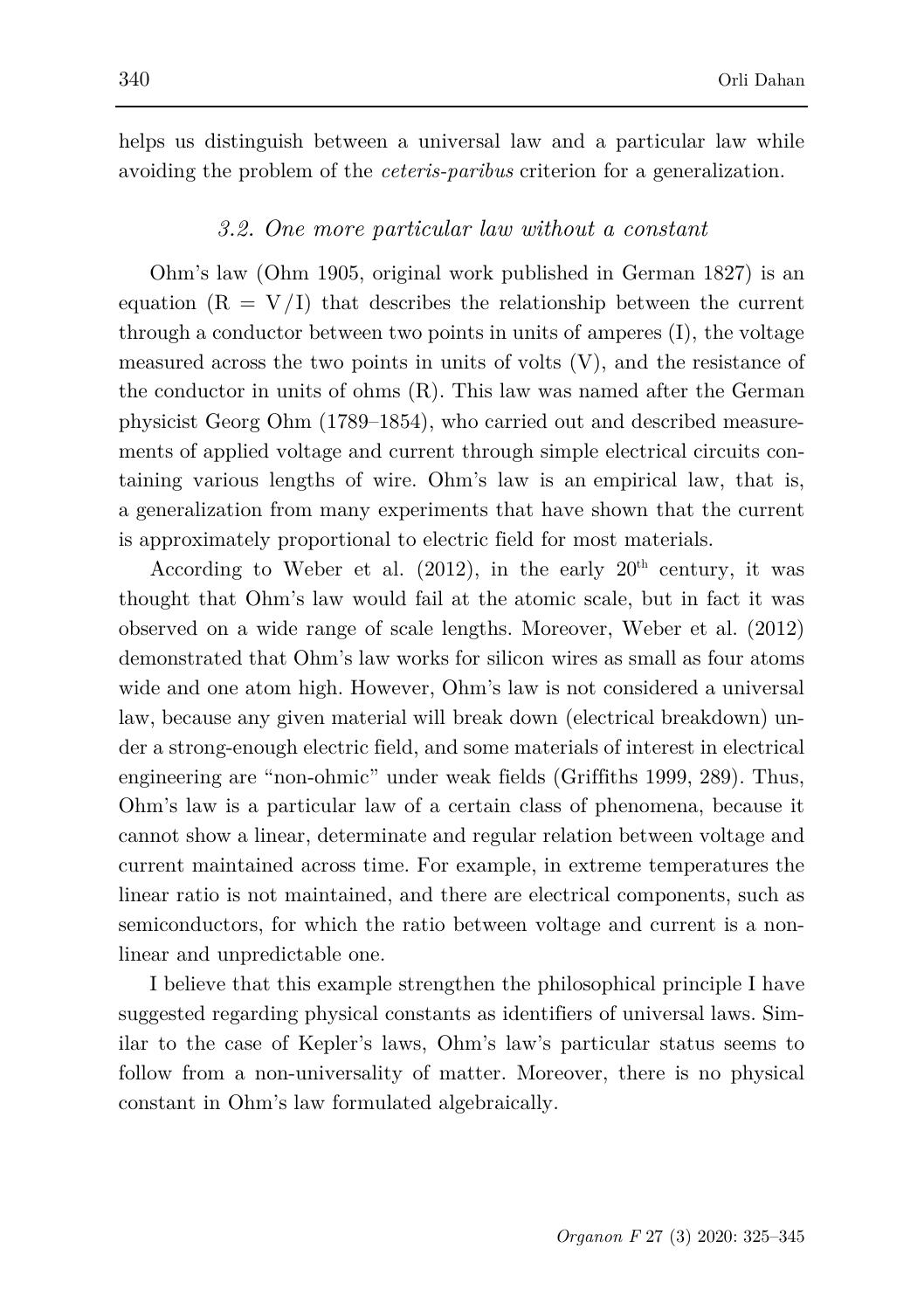helps us distinguish between a universal law and a particular law while avoiding the problem of the *ceteris-paribus* criterion for a generalization.

### *3.2. One more particular law without a constant*

Ohm's law (Ohm 1905, original work published in German 1827) is an equation ($R = V/I$) that describes the relationship between the current through a conductor between two points in units of amperes (I), the voltage measured across the two points in units of volts (V), and the resistance of the conductor in units of ohms (R). This law was named after the German physicist Georg Ohm (1789–1854), who carried out and described measurements of applied voltage and current through simple electrical circuits containing various lengths of wire. Ohm's law is an empirical law, that is, a generalization from many experiments that have shown that the current is approximately proportional to electric field for most materials.

According to Weber et al. (2012), in the early 20th century, it was thought that Ohm's law would fail at the atomic scale, but in fact it was observed on a wide range of scale lengths. Moreover, Weber et al. (2012) demonstrated that Ohm's law works for silicon wires as small as four atoms wide and one atom high. However, Ohm's law is not considered a universal law, because any given material will break down (electrical breakdown) under a strong-enough electric field, and some materials of interest in electrical engineering are "non-ohmic" under weak fields (Griffiths 1999, 289). Thus, Ohm's law is a particular law of a certain class of phenomena, because it cannot show a linear, determinate and regular relation between voltage and current maintained across time. For example, in extreme temperatures the linear ratio is not maintained, and there are electrical components, such as semiconductors, for which the ratio between voltage and current is a non-linear and unpredictable one.

I believe that this example strengthen the philosophical principle I have suggested regarding physical constants as identifiers of universal laws. Similar to the case of Kepler's laws, Ohm's law's particular status seems to follow from a non-universality of matter. Moreover, there is no physical constant in Ohm's law formulated algebraically.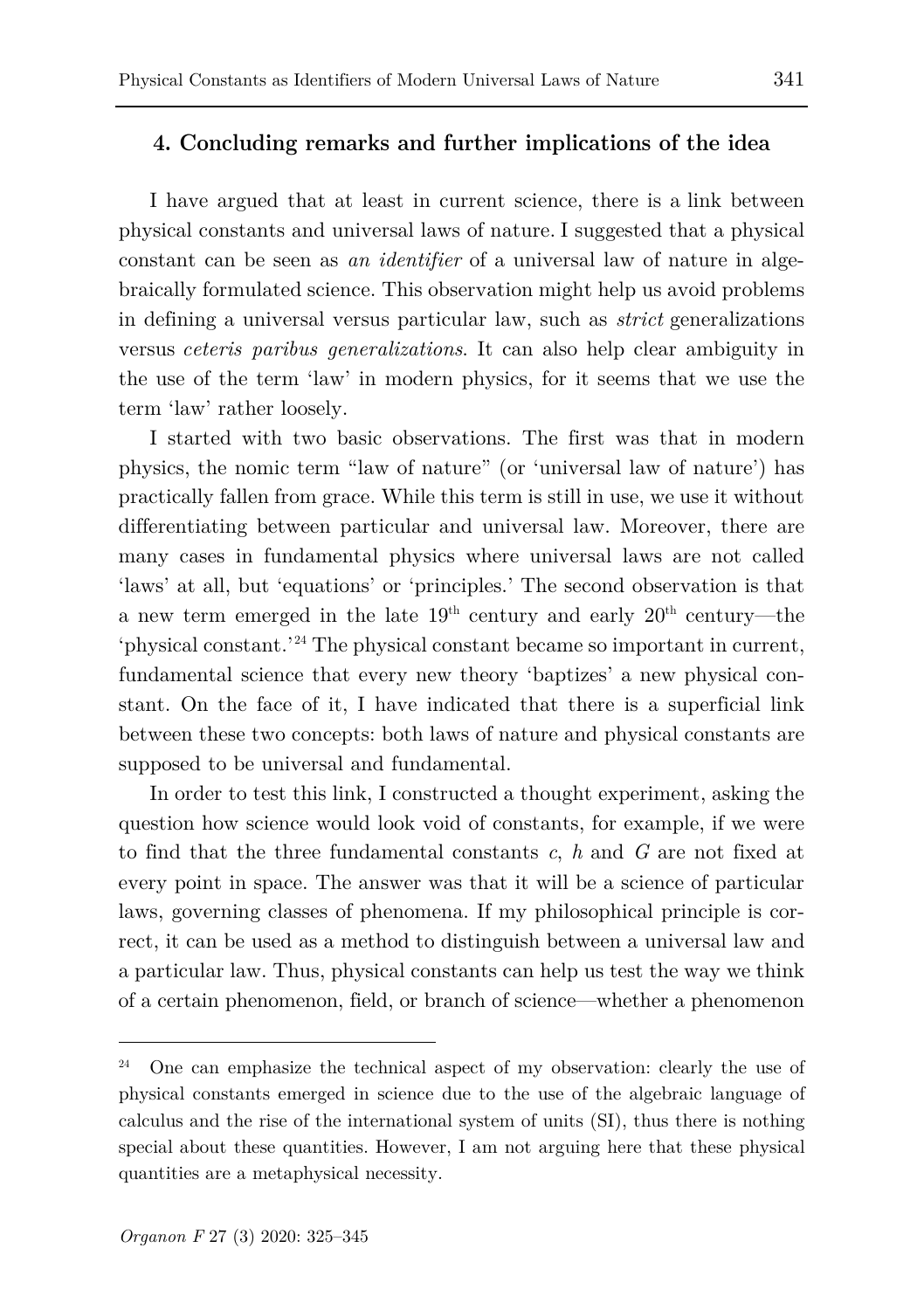## 4. Concluding remarks and further implications of the idea

I have argued that at least in current science, there is a link between physical constants and universal laws of nature. I suggested that a physical constant can be seen as *an identifier* of a universal law of nature in algebraically formulated science. This observation might help us avoid problems in defining a universal versus particular law, such as *strict* generalizations versus *ceteris paribus generalizations*. It can also help clear ambiguity in the use of the term 'law' in modern physics, for it seems that we use the term 'law' rather loosely.

I started with two basic observations. The first was that in modern physics, the nomic term "law of nature" (or 'universal law of nature') has practically fallen from grace. While this term is still in use, we use it without differentiating between particular and universal law. Moreover, there are many cases in fundamental physics where universal laws are not called 'laws' at all, but 'equations' or 'principles.' The second observation is that a new term emerged in the late $19^{th}$ century and early $20^{th}$ century—the 'physical constant.'[24] The physical constant became so important in current, fundamental science that every new theory 'baptizes' a new physical constant. On the face of it, I have indicated that there is a superficial link between these two concepts: both laws of nature and physical constants are supposed to be universal and fundamental.

In order to test this link, I constructed a thought experiment, asking the question how science would look void of constants, for example, if we were to find that the three fundamental constants $c$, $h$ and $G$ are not fixed at every point in space. The answer was that it will be a science of particular laws, governing classes of phenomena. If my philosophical principle is correct, it can be used as a method to distinguish between a universal law and a particular law. Thus, physical constants can help us test the way we think of a certain phenomenon, field, or branch of science—whether a phenomenon

[24] One can emphasize the technical aspect of my observation: clearly the use of physical constants emerged in science due to the use of the algebraic language of calculus and the rise of the international system of units (SI), thus there is nothing special about these quantities. However, I am not arguing here that these physical quantities are a metaphysical necessity.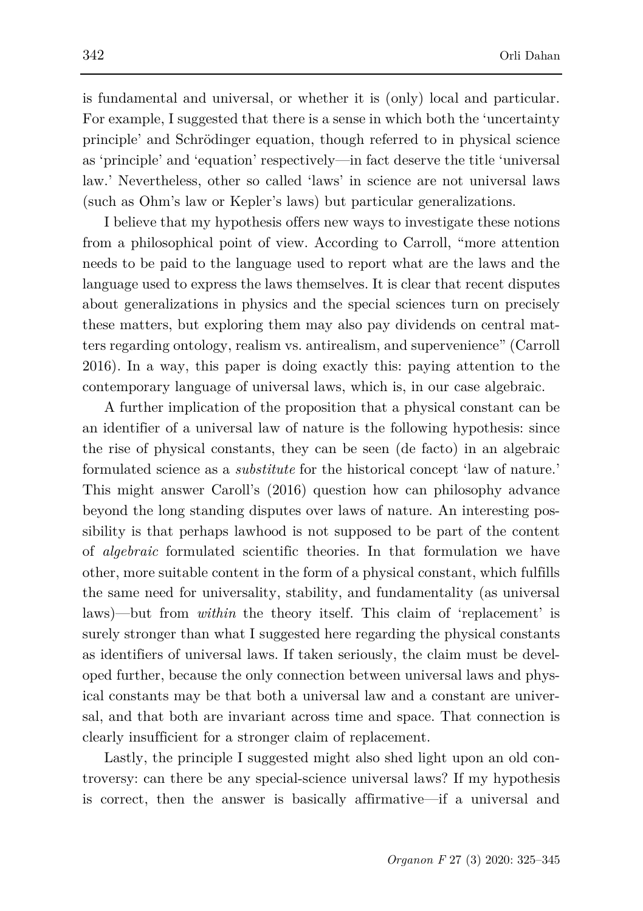is fundamental and universal, or whether it is (only) local and particular. For example, I suggested that there is a sense in which both the 'uncertainty principle' and Schrödinger equation, though referred to in physical science as 'principle' and 'equation' respectively—in fact deserve the title 'universal law.' Nevertheless, other so called 'laws' in science are not universal laws (such as Ohm's law or Kepler's laws) but particular generalizations.

I believe that my hypothesis offers new ways to investigate these notions from a philosophical point of view. According to Carroll, "more attention needs to be paid to the language used to report what are the laws and the language used to express the laws themselves. It is clear that recent disputes about generalizations in physics and the special sciences turn on precisely these matters, but exploring them may also pay dividends on central matters regarding ontology, realism vs. antirealism, and supervenience" (Carroll 2016). In a way, this paper is doing exactly this: paying attention to the contemporary language of universal laws, which is, in our case algebraic.

A further implication of the proposition that a physical constant can be an identifier of a universal law of nature is the following hypothesis: since the rise of physical constants, they can be seen (de facto) in an algebraic formulated science as a *substitute* for the historical concept 'law of nature.' This might answer Caroll's (2016) question how can philosophy advance beyond the long standing disputes over laws of nature. An interesting possibility is that perhaps lawhood is not supposed to be part of the content of *algebraic* formulated scientific theories. In that formulation we have other, more suitable content in the form of a physical constant, which fulfills the same need for universality, stability, and fundamentality (as universal laws)—but from *within* the theory itself. This claim of 'replacement' is surely stronger than what I suggested here regarding the physical constants as identifiers of universal laws. If taken seriously, the claim must be developed further, because the only connection between universal laws and physical constants may be that both a universal law and a constant are universal, and that both are invariant across time and space. That connection is clearly insufficient for a stronger claim of replacement.

Lastly, the principle I suggested might also shed light upon an old controversy: can there be any special-science universal laws? If my hypothesis is correct, then the answer is basically affirmative—if a universal and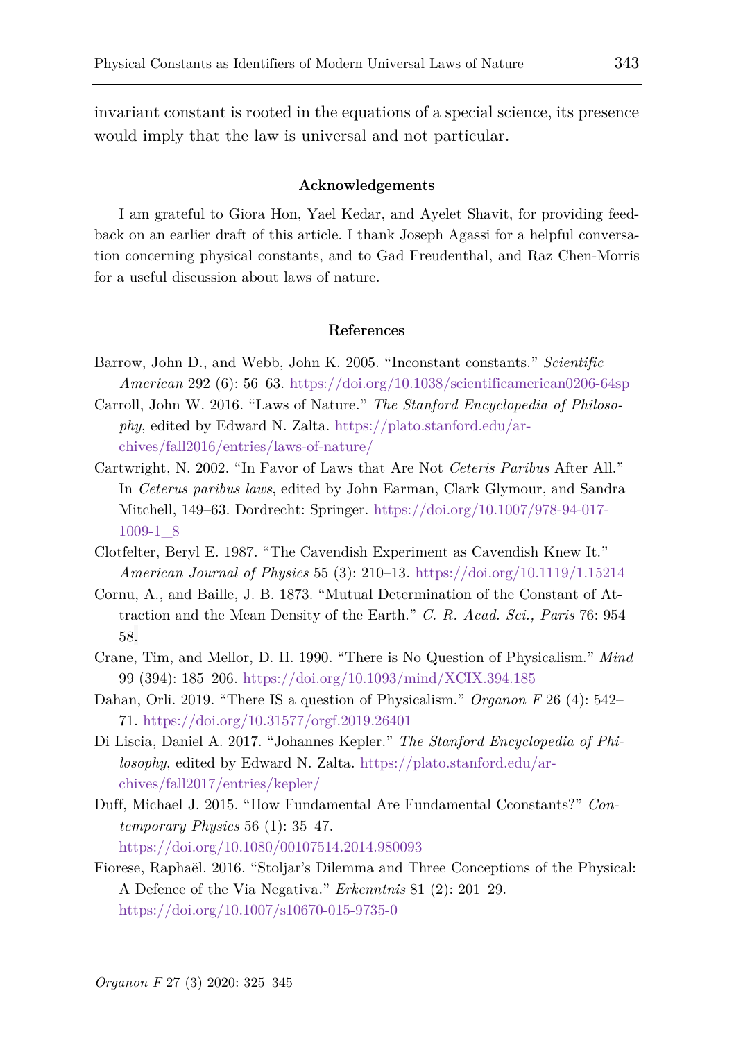invariant constant is rooted in the equations of a special science, its presence would imply that the law is universal and not particular.

## Acknowledgements

I am grateful to Giora Hon, Yael Kedar, and Ayelet Shavit, for providing feedback on an earlier draft of this article. I thank Joseph Agassi for a helpful conversation concerning physical constants, and to Gad Freudenthal, and Raz Chen-Morris for a useful discussion about laws of nature.

## References

Barrow, John D., and Webb, John K. 2005. "Inconstant constants." *Scientific American* 292 (6): 56–63. https://doi.org/10.1038/scientificamerican0206-64sp

Carroll, John W. 2016. "Laws of Nature." *The Stanford Encyclopedia of Philosophy*, edited by Edward N. Zalta. https://plato.stanford.edu/archives/fall2016/entries/laws-of-nature/

Cartwright, N. 2002. "In Favor of Laws that Are Not *Ceteris Paribus* After All." In *Ceterus paribus laws*, edited by John Earman, Clark Glymour, and Sandra Mitchell, 149–63. Dordrecht: Springer. https://doi.org/10.1007/978-94-017-1009-1_8

Clotfelter, Beryl E. 1987. "The Cavendish Experiment as Cavendish Knew It." *American Journal of Physics* 55 (3): 210–13. https://doi.org/10.1119/1.15214

Cornu, A., and Baille, J. B. 1873. "Mutual Determination of the Constant of Attraction and the Mean Density of the Earth." *C. R. Acad. Sci., Paris* 76: 954–58.

Crane, Tim, and Mellor, D. H. 1990. "There is No Question of Physicalism." *Mind* 99 (394): 185–206. https://doi.org/10.1093/mind/XCIX.394.185

Dahan, Orli. 2019. "There IS a question of Physicalism." *Organon F* 26 (4): 542–71. https://doi.org/10.31577/orgf.2019.26401

Di Liscia, Daniel A. 2017. "Johannes Kepler." *The Stanford Encyclopedia of Philosophy*, edited by Edward N. Zalta. https://plato.stanford.edu/archives/fall2017/entries/kepler/

Duff, Michael J. 2015. "How Fundamental Are Fundamental Cconstants?" *Contemporary Physics* 56 (1): 35–47. https://doi.org/10.1080/00107514.2014.980093

Fiorese, Raphaël. 2016. "Stoljar's Dilemma and Three Conceptions of the Physical: A Defence of the Via Negativa." *Erkenntnis* 81 (2): 201–29. https://doi.org/10.1007/s10670-015-9735-0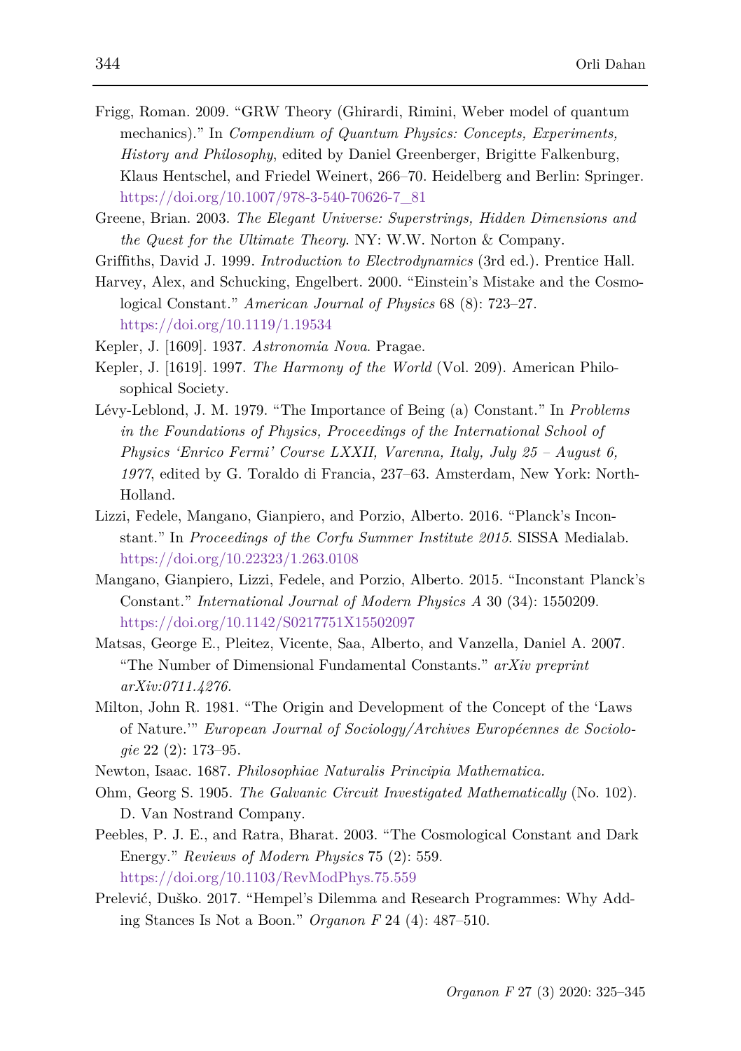Frigg, Roman. 2009. "GRW Theory (Ghirardi, Rimini, Weber model of quantum mechanics)." In *Compendium of Quantum Physics: Concepts, Experiments, History and Philosophy*, edited by Daniel Greenberger, Brigitte Falkenburg, Klaus Hentschel, and Friedel Weinert, 266–70. Heidelberg and Berlin: Springer. https://doi.org/10.1007/978-3-540-70626-7_81

Greene, Brian. 2003. *The Elegant Universe: Superstrings, Hidden Dimensions and the Quest for the Ultimate Theory*. NY: W.W. Norton & Company.

Griffiths, David J. 1999. *Introduction to Electrodynamics* (3rd ed.). Prentice Hall.

Harvey, Alex, and Schucking, Engelbert. 2000. "Einstein's Mistake and the Cosmological Constant." *American Journal of Physics* 68 (8): 723–27. https://doi.org/10.1119/1.19534

Kepler, J. [1609]. 1937. *Astronomia Nova*. Pragae.

Kepler, J. [1619]. 1997. *The Harmony of the World* (Vol. 209). American Philosophical Society.

Lévy-Leblond, J. M. 1979. "The Importance of Being (a) Constant." In *Problems in the Foundations of Physics, Proceedings of the International School of Physics 'Enrico Fermi' Course LXXII, Varenna, Italy, July 25 – August 6, 1977*, edited by G. Toraldo di Francia, 237–63. Amsterdam, New York: North-Holland.

Lizzi, Fedele, Mangano, Gianpiero, and Porzio, Alberto. 2016. "Planck's Inconstant." In *Proceedings of the Corfu Summer Institute 2015*. SISSA Medialab. https://doi.org/10.22323/1.263.0108

Mangano, Gianpiero, Lizzi, Fedele, and Porzio, Alberto. 2015. "Inconstant Planck's Constant." *International Journal of Modern Physics A* 30 (34): 1550209. https://doi.org/10.1142/S0217751X15502097

Matsas, George E., Pleitez, Vicente, Saa, Alberto, and Vanzella, Daniel A. 2007. "The Number of Dimensional Fundamental Constants." *arXiv preprint arXiv:0711.4276.*

Milton, John R. 1981. "The Origin and Development of the Concept of the 'Laws of Nature.'" *European Journal of Sociology/Archives Européennes de Sociologie* 22 (2): 173–95.

Newton, Isaac. 1687. *Philosophiae Naturalis Principia Mathematica.*

Ohm, Georg S. 1905. *The Galvanic Circuit Investigated Mathematically* (No. 102). D. Van Nostrand Company.

Peebles, P. J. E., and Ratra, Bharat. 2003. "The Cosmological Constant and Dark Energy." *Reviews of Modern Physics* 75 (2): 559. https://doi.org/10.1103/RevModPhys.75.559

Prelević, Duško. 2017. "Hempel's Dilemma and Research Programmes: Why Adding Stances Is Not a Boon." *Organon F* 24 (4): 487–510.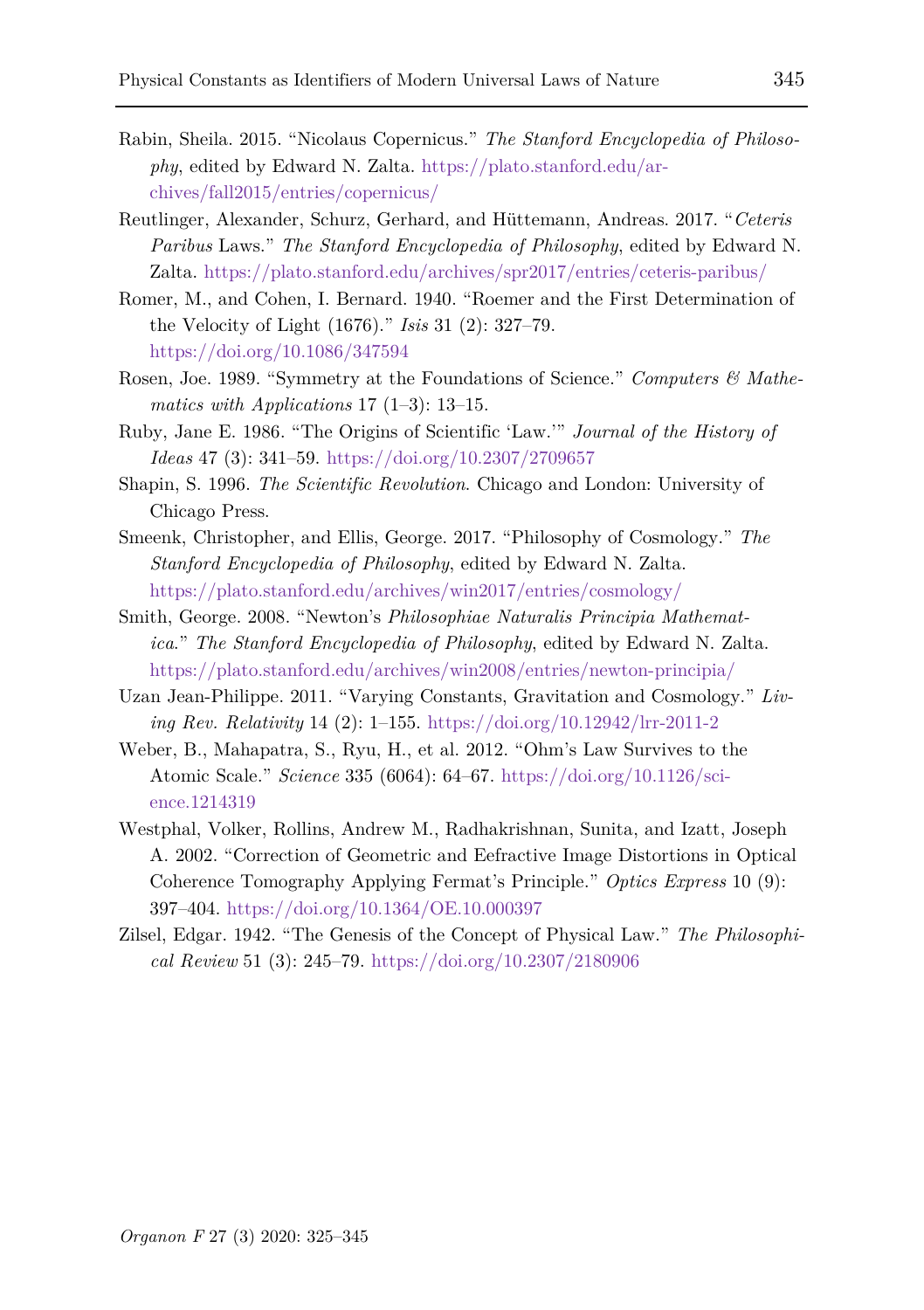Rabin, Sheila. 2015. "Nicolaus Copernicus." *The Stanford Encyclopedia of Philosophy*, edited by Edward N. Zalta. https://plato.stanford.edu/archives/fall2015/entries/copernicus/

Reutlinger, Alexander, Schurz, Gerhard, and Hüttemann, Andreas. 2017. "*Ceteris Paribus* Laws." *The Stanford Encyclopedia of Philosophy*, edited by Edward N. Zalta. https://plato.stanford.edu/archives/spr2017/entries/ceteris-paribus/

Romer, M., and Cohen, I. Bernard. 1940. "Roemer and the First Determination of the Velocity of Light (1676)." *Isis* 31 (2): 327–79. https://doi.org/10.1086/347594

Rosen, Joe. 1989. "Symmetry at the Foundations of Science." *Computers & Mathematics with Applications* 17 (1–3): 13–15.

Ruby, Jane E. 1986. "The Origins of Scientific 'Law.'" *Journal of the History of Ideas* 47 (3): 341–59. https://doi.org/10.2307/2709657

Shapin, S. 1996. *The Scientific Revolution*. Chicago and London: University of Chicago Press.

Smeenk, Christopher, and Ellis, George. 2017. "Philosophy of Cosmology." *The Stanford Encyclopedia of Philosophy*, edited by Edward N. Zalta. https://plato.stanford.edu/archives/win2017/entries/cosmology/

Smith, George. 2008. "Newton's *Philosophiae Naturalis Principia Mathematica*." *The Stanford Encyclopedia of Philosophy*, edited by Edward N. Zalta. https://plato.stanford.edu/archives/win2008/entries/newton-principia/

Uzan Jean-Philippe. 2011. "Varying Constants, Gravitation and Cosmology." *Living Rev. Relativity* 14 (2): 1–155. https://doi.org/10.12942/lrr-2011-2

Weber, B., Mahapatra, S., Ryu, H., et al. 2012. "Ohm's Law Survives to the Atomic Scale." *Science* 335 (6064): 64–67. https://doi.org/10.1126/science.1214319

Westphal, Volker, Rollins, Andrew M., Radhakrishnan, Sunita, and Izatt, Joseph A. 2002. "Correction of Geometric and Eefractive Image Distortions in Optical Coherence Tomography Applying Fermat's Principle." *Optics Express* 10 (9): 397–404. https://doi.org/10.1364/OE.10.000397

Zilsel, Edgar. 1942. "The Genesis of the Concept of Physical Law." *The Philosophical Review* 51 (3): 245–79. https://doi.org/10.2307/2180906